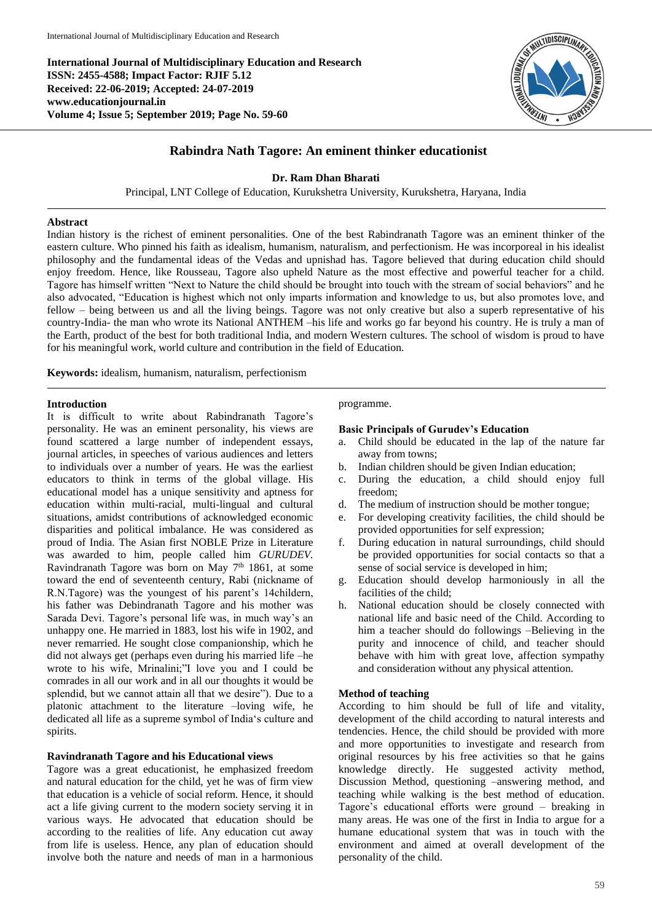International Journal of Multidisciplinary Education and Research
**ISSN: 2455-4588; Impact Factor: RJIF 5.12**
**Received: 22-06-2019; Accepted: 24-07-2019**
**www.educationjournal.in**
**Volume 4; Issue 5; September 2019; Page No. 59-60**

# Rabindra Nath Tagore: An eminent thinker educationist

**Dr. Ram Dhan Bharati**

Principal, LNT College of Education, Kurukshetra University, Kurukshetra, Haryana, India

## Abstract

Indian history is the richest of eminent personalities. One of the best Rabindranath Tagore was an eminent thinker of the eastern culture. Who pinned his faith as idealism, humanism, naturalism, and perfectionism. He was incorporeal in his idealist philosophy and the fundamental ideas of the Vedas and upnishad has. Tagore believed that during education child should enjoy freedom. Hence, like Rousseau, Tagore also upheld Nature as the most effective and powerful teacher for a child. Tagore has himself written "Next to Nature the child should be brought into touch with the stream of social behaviors" and he also advocated, "Education is highest which not only imparts information and knowledge to us, but also promotes love, and fellow – being between us and all the living beings. Tagore was not only creative but also a superb representative of his country-India- the man who wrote its National ANTHEM –his life and works go far beyond his country. He is truly a man of the Earth, product of the best for both traditional India, and modern Western cultures. The school of wisdom is proud to have for his meaningful work, world culture and contribution in the field of Education.

**Keywords:** idealism, humanism, naturalism, perfectionism

## Introduction

It is difficult to write about Rabindranath Tagore's personality. He was an eminent personality, his views are found scattered a large number of independent essays, journal articles, in speeches of various audiences and letters to individuals over a number of years. He was the earliest educators to think in terms of the global village. His educational model has a unique sensitivity and aptness for education within multi-racial, multi-lingual and cultural situations, amidst contributions of acknowledged economic disparities and political imbalance. He was considered as proud of India. The Asian first NOBLE Prize in Literature was awarded to him, people called him *GURUDEV.* Ravindranath Tagore was born on May 7th 1861, at some toward the end of seventeenth century, Rabi (nickname of R.N.Tagore) was the youngest of his parent's 14childern, his father was Debindranath Tagore and his mother was Sarada Devi. Tagore's personal life was, in much way's an unhappy one. He married in 1883, lost his wife in 1902, and never remarried. He sought close companionship, which he did not always get (perhaps even during his married life –he wrote to his wife, Mrinalini;"I love you and I could be comrades in all our work and in all our thoughts it would be splendid, but we cannot attain all that we desire"). Due to a platonic attachment to the literature –loving wife, he dedicated all life as a supreme symbol of India's culture and spirits.

### Ravindranath Tagore and his Educational views

Tagore was a great educationist, he emphasized freedom and natural education for the child, yet he was of firm view that education is a vehicle of social reform. Hence, it should act a life giving current to the modern society serving it in various ways. He advocated that education should be according to the realities of life. Any education cut away from life is useless. Hence, any plan of education should involve both the nature and needs of man in a harmonious programme.

### Basic Principals of Gurudev's Education

a. Child should be educated in the lap of the nature far away from towns;
b. Indian children should be given Indian education;
c. During the education, a child should enjoy full freedom;
d. The medium of instruction should be mother tongue;
e. For developing creativity facilities, the child should be provided opportunities for self expression;
f. During education in natural surroundings, child should be provided opportunities for social contacts so that a sense of social service is developed in him;
g. Education should develop harmoniously in all the facilities of the child;
h. National education should be closely connected with national life and basic need of the Child. According to him a teacher should do followings –Believing in the purity and innocence of child, and teacher should behave with him with great love, affection sympathy and consideration without any physical attention.

### Method of teaching

According to him should be full of life and vitality, development of the child according to natural interests and tendencies. Hence, the child should be provided with more and more opportunities to investigate and research from original resources by his free activities so that he gains knowledge directly. He suggested activity method, Discussion Method, questioning –answering method, and teaching while walking is the best method of education. Tagore's educational efforts were ground – breaking in many areas. He was one of the first in India to argue for a humane educational system that was in touch with the environment and aimed at overall development of the personality of the child.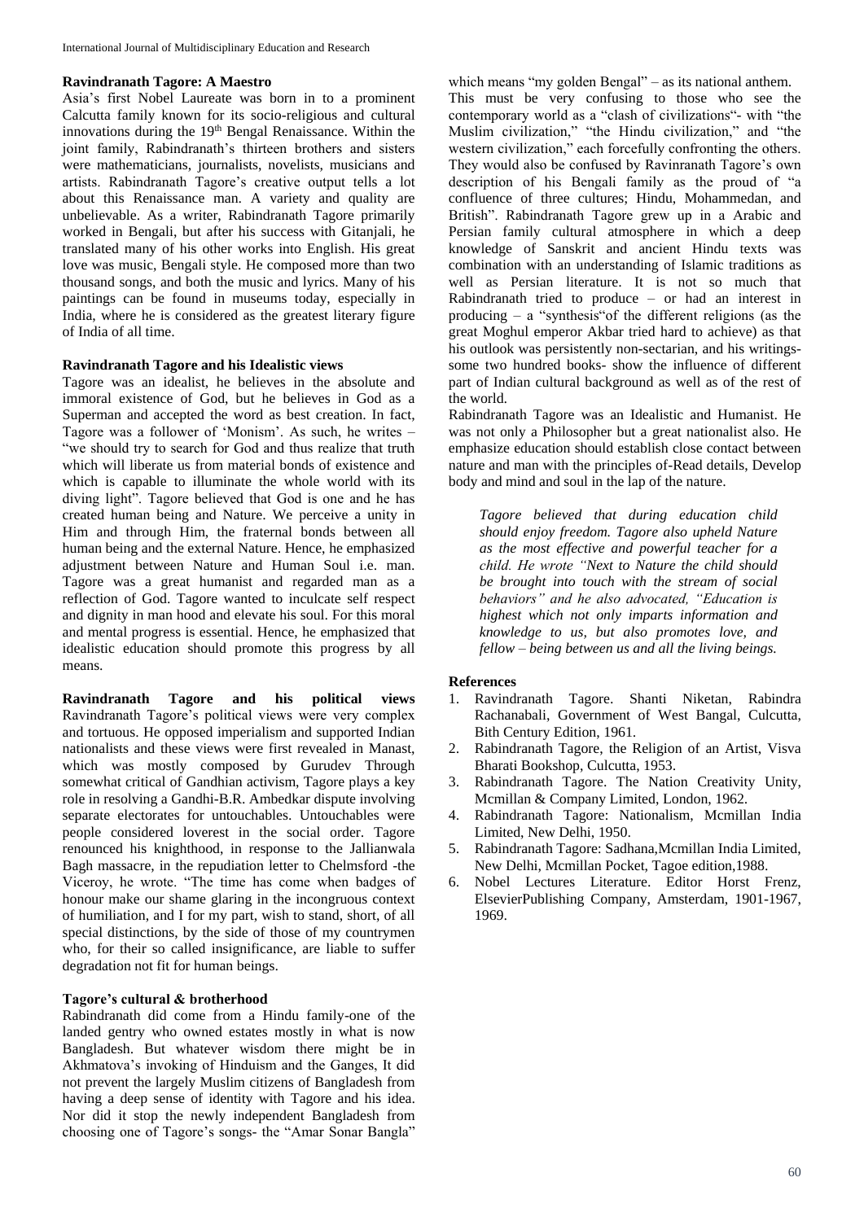### Ravindranath Tagore: A Maestro

Asia's first Nobel Laureate was born in to a prominent Calcutta family known for its socio-religious and cultural innovations during the 19th Bengal Renaissance. Within the joint family, Rabindranath's thirteen brothers and sisters were mathematicians, journalists, novelists, musicians and artists. Rabindranath Tagore's creative output tells a lot about this Renaissance man. A variety and quality are unbelievable. As a writer, Rabindranath Tagore primarily worked in Bengali, but after his success with Gitanjali, he translated many of his other works into English. His great love was music, Bengali style. He composed more than two thousand songs, and both the music and lyrics. Many of his paintings can be found in museums today, especially in India, where he is considered as the greatest literary figure of India of all time.

### Ravindranath Tagore and his Idealistic views

Tagore was an idealist, he believes in the absolute and immoral existence of God, but he believes in God as a Superman and accepted the word as best creation. In fact, Tagore was a follower of 'Monism'. As such, he writes – "we should try to search for God and thus realize that truth which will liberate us from material bonds of existence and which is capable to illuminate the whole world with its diving light". Tagore believed that God is one and he has created human being and Nature. We perceive a unity in Him and through Him, the fraternal bonds between all human being and the external Nature. Hence, he emphasized adjustment between Nature and Human Soul i.e. man. Tagore was a great humanist and regarded man as a reflection of God. Tagore wanted to inculcate self respect and dignity in man hood and elevate his soul. For this moral and mental progress is essential. Hence, he emphasized that idealistic education should promote this progress by all means.

### Ravindranath Tagore and his political views

Ravindranath Tagore's political views were very complex and tortuous. He opposed imperialism and supported Indian nationalists and these views were first revealed in Manast, which was mostly composed by Gurudev Through somewhat critical of Gandhian activism, Tagore plays a key role in resolving a Gandhi-B.R. Ambedkar dispute involving separate electorates for untouchables. Untouchables were people considered loverest in the social order. Tagore renounced his knighthood, in response to the Jallianwala Bagh massacre, in the repudiation letter to Chelmsford -the Viceroy, he wrote. "The time has come when badges of honour make our shame glaring in the incongruous context of humiliation, and I for my part, wish to stand, short, of all special distinctions, by the side of those of my countrymen who, for their so called insignificance, are liable to suffer degradation not fit for human beings.

### Tagore's cultural & brotherhood

Rabindranath did come from a Hindu family-one of the landed gentry who owned estates mostly in what is now Bangladesh. But whatever wisdom there might be in Akhmatova's invoking of Hinduism and the Ganges, It did not prevent the largely Muslim citizens of Bangladesh from having a deep sense of identity with Tagore and his idea. Nor did it stop the newly independent Bangladesh from choosing one of Tagore's songs- the "Amar Sonar Bangla" which means "my golden Bengal" – as its national anthem. This must be very confusing to those who see the contemporary world as a "clash of civilizations"- with "the Muslim civilization," "the Hindu civilization," and "the western civilization," each forcefully confronting the others. They would also be confused by Ravinranath Tagore's own description of his Bengali family as the proud of "a confluence of three cultures; Hindu, Mohammedan, and British". Rabindranath Tagore grew up in a Arabic and Persian family cultural atmosphere in which a deep knowledge of Sanskrit and ancient Hindu texts was combination with an understanding of Islamic traditions as well as Persian literature. It is not so much that Rabindranath tried to produce – or had an interest in producing – a "synthesis"of the different religions (as the great Moghul emperor Akbar tried hard to achieve) as that his outlook was persistently non-sectarian, and his writings-some two hundred books- show the influence of different part of Indian cultural background as well as of the rest of the world.

Rabindranath Tagore was an Idealistic and Humanist. He was not only a Philosopher but a great nationalist also. He emphasize education should establish close contact between nature and man with the principles of-Read details, Develop body and mind and soul in the lap of the nature.

> *Tagore believed that during education child should enjoy freedom. Tagore also upheld Nature as the most effective and powerful teacher for a child. He wrote "Next to Nature the child should be brought into touch with the stream of social behaviors" and he also advocated, "Education is highest which not only imparts information and knowledge to us, but also promotes love, and fellow – being between us and all the living beings.*

### References

1. Ravindranath Tagore. Shanti Niketan, Rabindra Rachanabali, Government of West Bangal, Culcutta, Bith Century Edition, 1961.
2. Rabindranath Tagore, the Religion of an Artist, Visva Bharati Bookshop, Culcutta, 1953.
3. Rabindranath Tagore. The Nation Creativity Unity, Mcmillan & Company Limited, London, 1962.
4. Rabindranath Tagore: Nationalism, Mcmillan India Limited, New Delhi, 1950.
5. Rabindranath Tagore: Sadhana,Mcmillan India Limited, New Delhi, Mcmillan Pocket, Tagoe edition,1988.
6. Nobel Lectures Literature. Editor Horst Frenz, ElsevierPublishing Company, Amsterdam, 1901-1967, 1969.